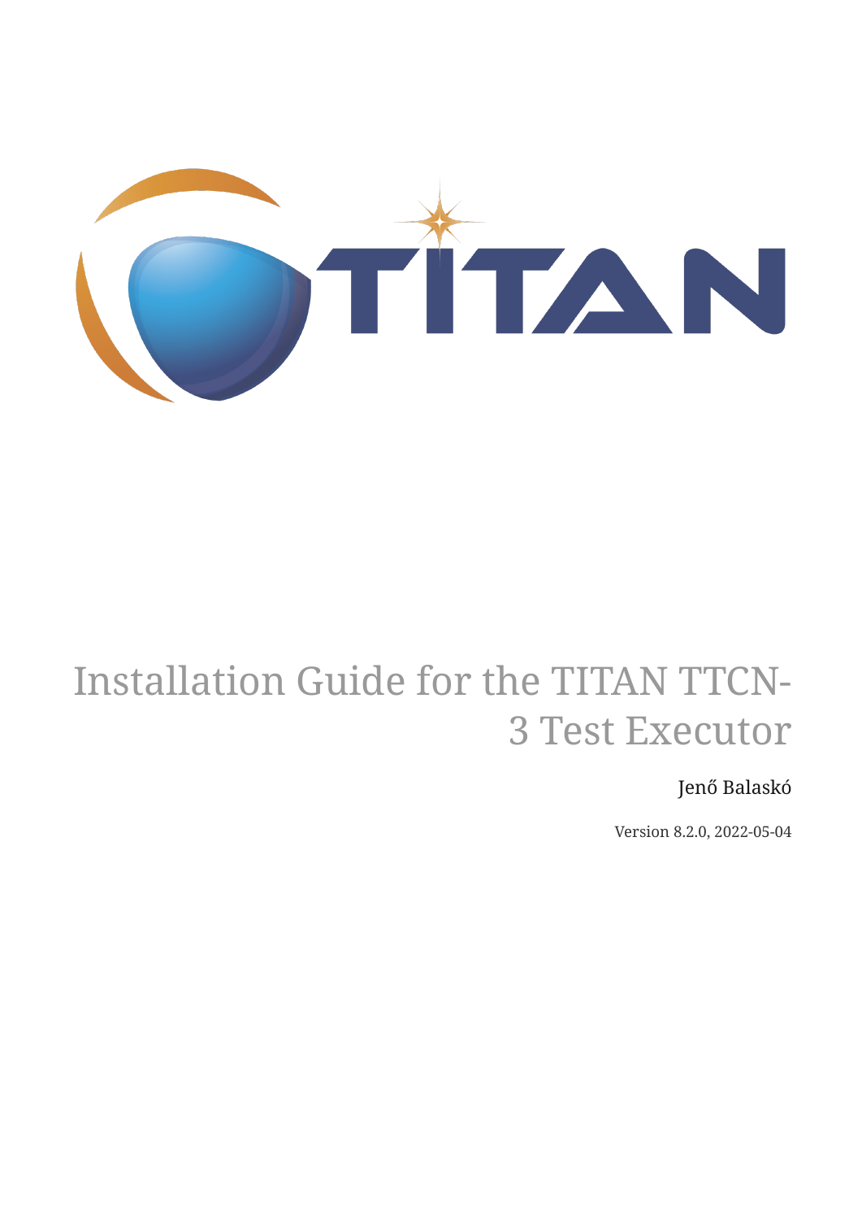# Installation Guide for the TITAN TTCN-3 Test Executor

Jenő Balaskó

Version 8.2.0, 2022-05-04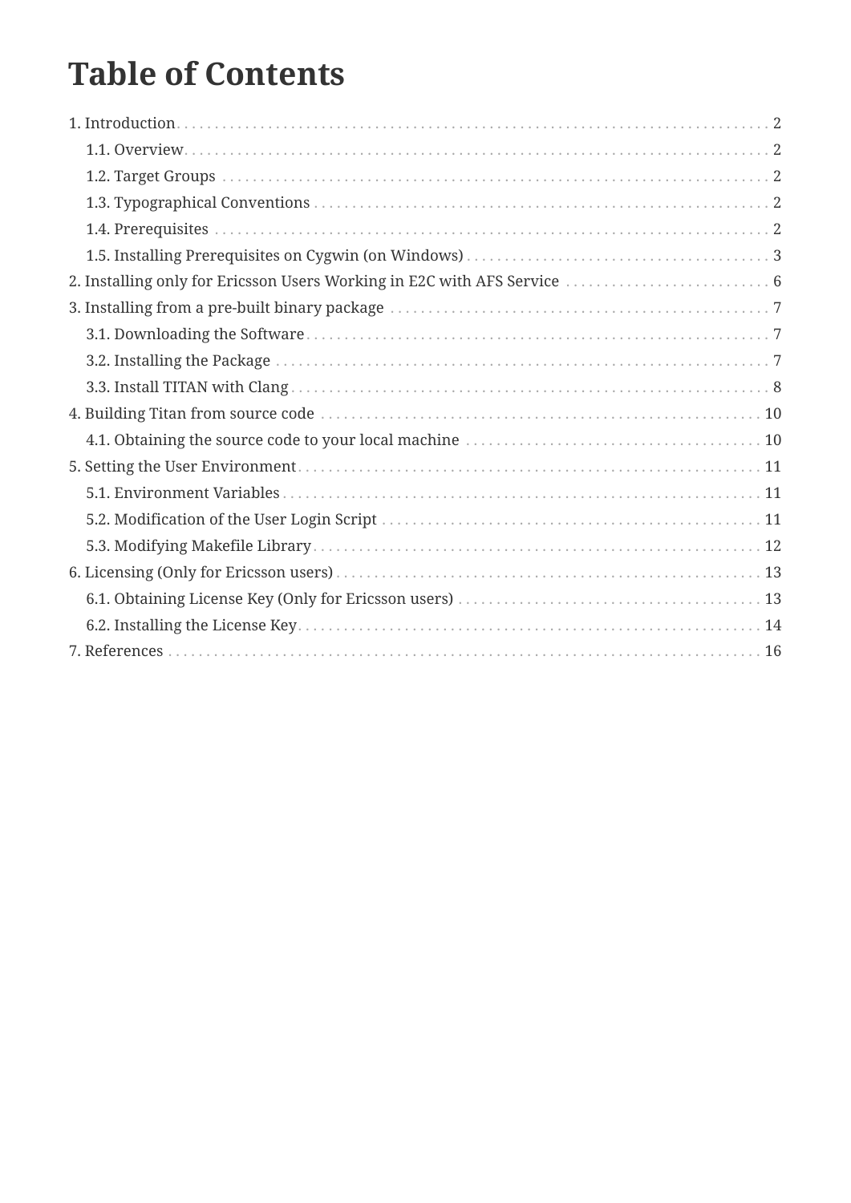# Table of Contents

- 1. Introduction ... 2
  - 1.1. Overview ... 2
  - 1.2. Target Groups ... 2
  - 1.3. Typographical Conventions ... 2
  - 1.4. Prerequisites ... 2
  - 1.5. Installing Prerequisites on Cygwin (on Windows) ... 3
- 2. Installing only for Ericsson Users Working in E2C with AFS Service ... 6
- 3. Installing from a pre-built binary package ... 7
  - 3.1. Downloading the Software ... 7
  - 3.2. Installing the Package ... 7
  - 3.3. Install TITAN with Clang ... 8
- 4. Building Titan from source code ... 10
  - 4.1. Obtaining the source code to your local machine ... 10
- 5. Setting the User Environment ... 11
  - 5.1. Environment Variables ... 11
  - 5.2. Modification of the User Login Script ... 11
  - 5.3. Modifying Makefile Library ... 12
- 6. Licensing (Only for Ericsson users) ... 13
  - 6.1. Obtaining License Key (Only for Ericsson users) ... 13
  - 6.2. Installing the License Key ... 14
- 7. References ... 16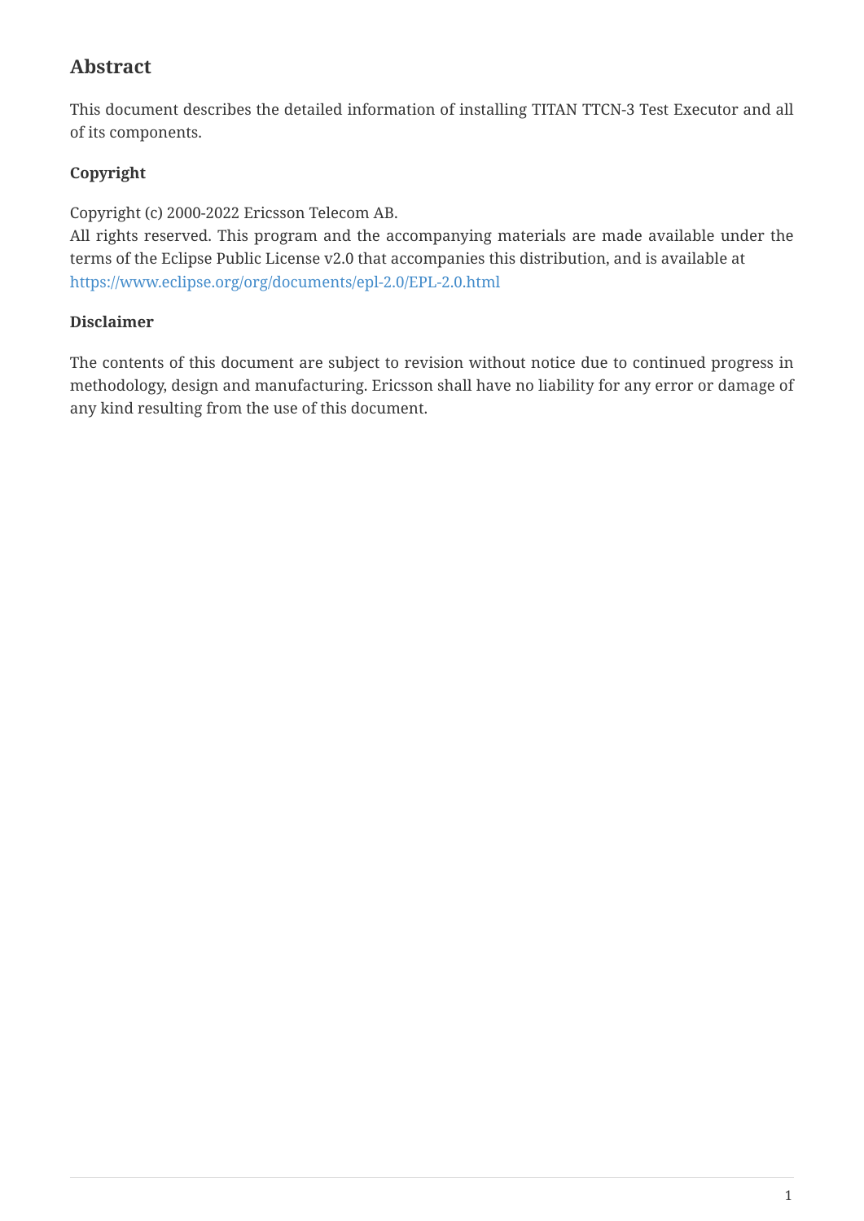## Abstract

This document describes the detailed information of installing TITAN TTCN-3 Test Executor and all of its components.

### Copyright

Copyright (c) 2000-2022 Ericsson Telecom AB.
All rights reserved. This program and the accompanying materials are made available under the terms of the Eclipse Public License v2.0 that accompanies this distribution, and is available at https://www.eclipse.org/org/documents/epl-2.0/EPL-2.0.html

### Disclaimer

The contents of this document are subject to revision without notice due to continued progress in methodology, design and manufacturing. Ericsson shall have no liability for any error or damage of any kind resulting from the use of this document.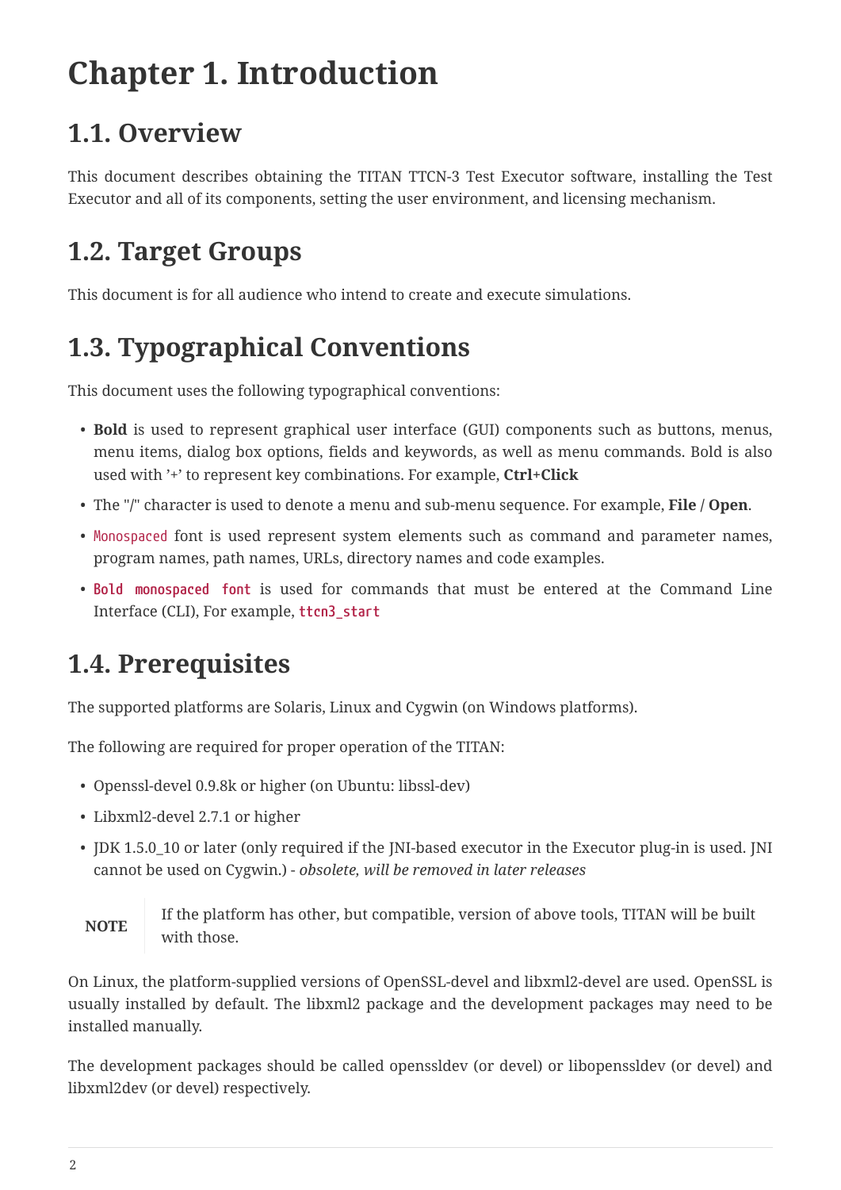# Chapter 1. Introduction

## 1.1. Overview

This document describes obtaining the TITAN TTCN-3 Test Executor software, installing the Test Executor and all of its components, setting the user environment, and licensing mechanism.

## 1.2. Target Groups

This document is for all audience who intend to create and execute simulations.

## 1.3. Typographical Conventions

This document uses the following typographical conventions:

- **Bold** is used to represent graphical user interface (GUI) components such as buttons, menus, menu items, dialog box options, fields and keywords, as well as menu commands. Bold is also used with '+' to represent key combinations. For example, **Ctrl**+**Click**
- The "/" character is used to denote a menu and sub-menu sequence. For example, **File** / **Open**.
- `Monospaced` font is used represent system elements such as command and parameter names, program names, path names, URLs, directory names and code examples.
- **`Bold monospaced font`** is used for commands that must be entered at the Command Line Interface (CLI), For example, **`ttcn3_start`**

## 1.4. Prerequisites

The supported platforms are Solaris, Linux and Cygwin (on Windows platforms).

The following are required for proper operation of the TITAN:

- Openssl-devel 0.9.8k or higher (on Ubuntu: libssl-dev)
- Libxml2-devel 2.7.1 or higher
- JDK 1.5.0_10 or later (only required if the JNI-based executor in the Executor plug-in is used. JNI cannot be used on Cygwin.) - *obsolete, will be removed in later releases*

> **NOTE** If the platform has other, but compatible, version of above tools, TITAN will be built with those.

On Linux, the platform-supplied versions of OpenSSL-devel and libxml2-devel are used. OpenSSL is usually installed by default. The libxml2 package and the development packages may need to be installed manually.

The development packages should be called openssldev (or devel) or libopenssldev (or devel) and libxml2dev (or devel) respectively.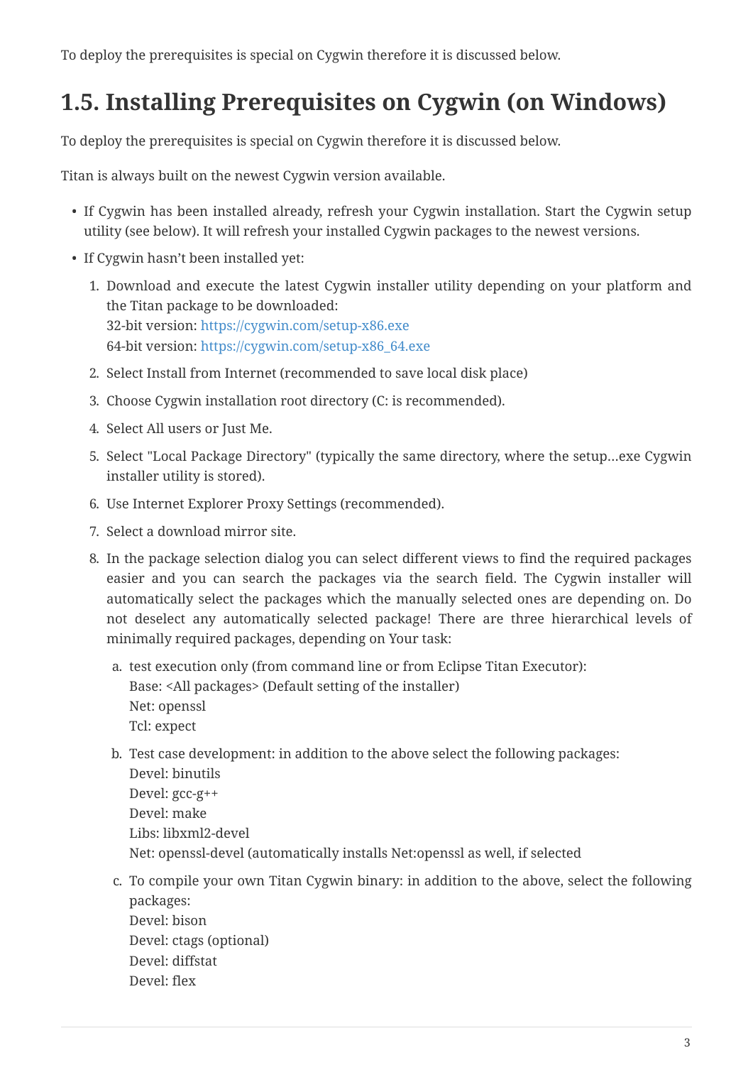To deploy the prerequisites is special on Cygwin therefore it is discussed below.

## 1.5. Installing Prerequisites on Cygwin (on Windows)

To deploy the prerequisites is special on Cygwin therefore it is discussed below.

Titan is always built on the newest Cygwin version available.

- If Cygwin has been installed already, refresh your Cygwin installation. Start the Cygwin setup utility (see below). It will refresh your installed Cygwin packages to the newest versions.
- If Cygwin hasn't been installed yet:
  1. Download and execute the latest Cygwin installer utility depending on your platform and the Titan package to be downloaded:
     32-bit version: https://cygwin.com/setup-x86.exe
     64-bit version: https://cygwin.com/setup-x86_64.exe
  2. Select Install from Internet (recommended to save local disk place)
  3. Choose Cygwin installation root directory (C: is recommended).
  4. Select All users or Just Me.
  5. Select "Local Package Directory" (typically the same directory, where the setup...exe Cygwin installer utility is stored).
  6. Use Internet Explorer Proxy Settings (recommended).
  7. Select a download mirror site.
  8. In the package selection dialog you can select different views to find the required packages easier and you can search the packages via the search field. The Cygwin installer will automatically select the packages which the manually selected ones are depending on. Do not deselect any automatically selected package! There are three hierarchical levels of minimally required packages, depending on Your task:
     a. test execution only (from command line or from Eclipse Titan Executor):
        Base: <All packages> (Default setting of the installer)
        Net: openssl
        Tcl: expect
     b. Test case development: in addition to the above select the following packages:
        Devel: binutils
        Devel: gcc-g++
        Devel: make
        Libs: libxml2-devel
        Net: openssl-devel (automatically installs Net:openssl as well, if selected
     c. To compile your own Titan Cygwin binary: in addition to the above, select the following packages:
        Devel: bison
        Devel: ctags (optional)
        Devel: diffstat
        Devel: flex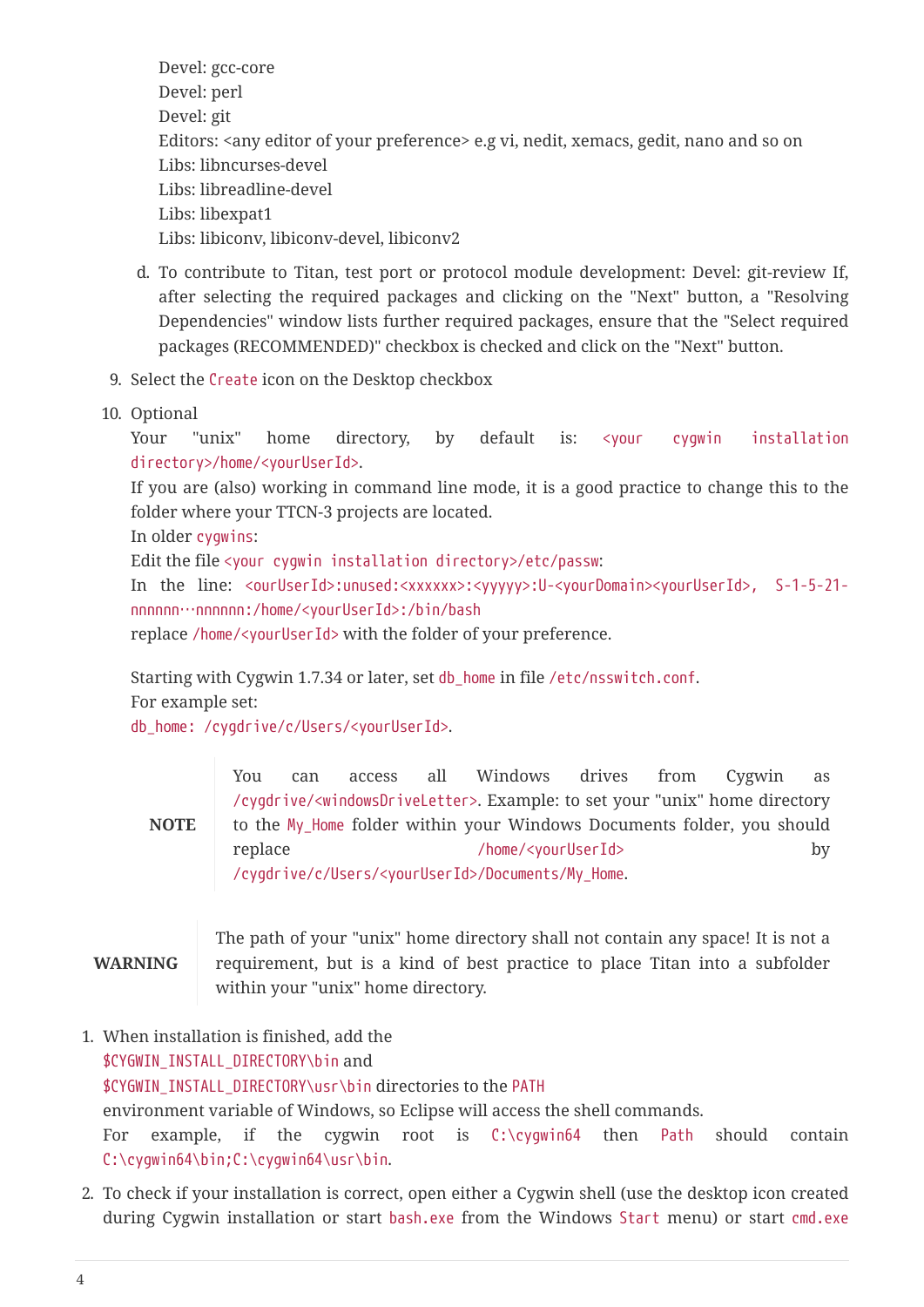Devel: gcc-core  
Devel: perl  
Devel: git  
Editors: <any editor of your preference> e.g vi, nedit, xemacs, gedit, nano and so on  
Libs: libncurses-devel  
Libs: libreadline-devel  
Libs: libexpat1  
Libs: libiconv, libiconv-devel, libiconv2

   d. To contribute to Titan, test port or protocol module development: Devel: git-review If, after selecting the required packages and clicking on the "Next" button, a "Resolving Dependencies" window lists further required packages, ensure that the "Select required packages (RECOMMENDED)" checkbox is checked and click on the "Next" button.

9. Select the `Create` icon on the Desktop checkbox

10. Optional  
    Your "unix" home directory, by default is: `<your cygwin installation directory>/home/<yourUserId>`.  
    If you are (also) working in command line mode, it is a good practice to change this to the folder where your TTCN-3 projects are located.  
    In older `cygwins`:  
    Edit the file `<your cygwin installation directory>/etc/passw`:  
    In the line: `<ourUserId>:unused:<xxxxxx>:<yyyyy>:U-<yourDomain><yourUserId>, S-1-5-21-nnnnnn…nnnnnn:/home/<yourUserId>:/bin/bash`  
    replace `/home/<yourUserId>` with the folder of your preference.

    Starting with Cygwin 1.7.34 or later, set `db_home` in file `/etc/nsswitch.conf`.  
    For example set:  
    `db_home: /cygdrive/c/Users/<yourUserId>`.

> **NOTE**
>
> You can access all Windows drives from Cygwin as `/cygdrive/<windowsDriveLetter>`. Example: to set your "unix" home directory to the `My_Home` folder within your Windows Documents folder, you should replace `/home/<yourUserId>` by `/cygdrive/c/Users/<yourUserId>/Documents/My_Home`.

> **WARNING**
>
> The path of your "unix" home directory shall not contain any space! It is not a requirement, but is a kind of best practice to place Titan into a subfolder within your "unix" home directory.

1. When installation is finished, add the  
   `$CYGWIN_INSTALL_DIRECTORY\bin` and  
   `$CYGWIN_INSTALL_DIRECTORY\usr\bin` directories to the `PATH`  
   environment variable of Windows, so Eclipse will access the shell commands.  
   For example, if the cygwin root is `C:\cygwin64` then `Path` should contain `C:\cygwin64\bin;C:\cygwin64\usr\bin`.

2. To check if your installation is correct, open either a Cygwin shell (use the desktop icon created during Cygwin installation or start `bash.exe` from the Windows `Start` menu) or start `cmd.exe`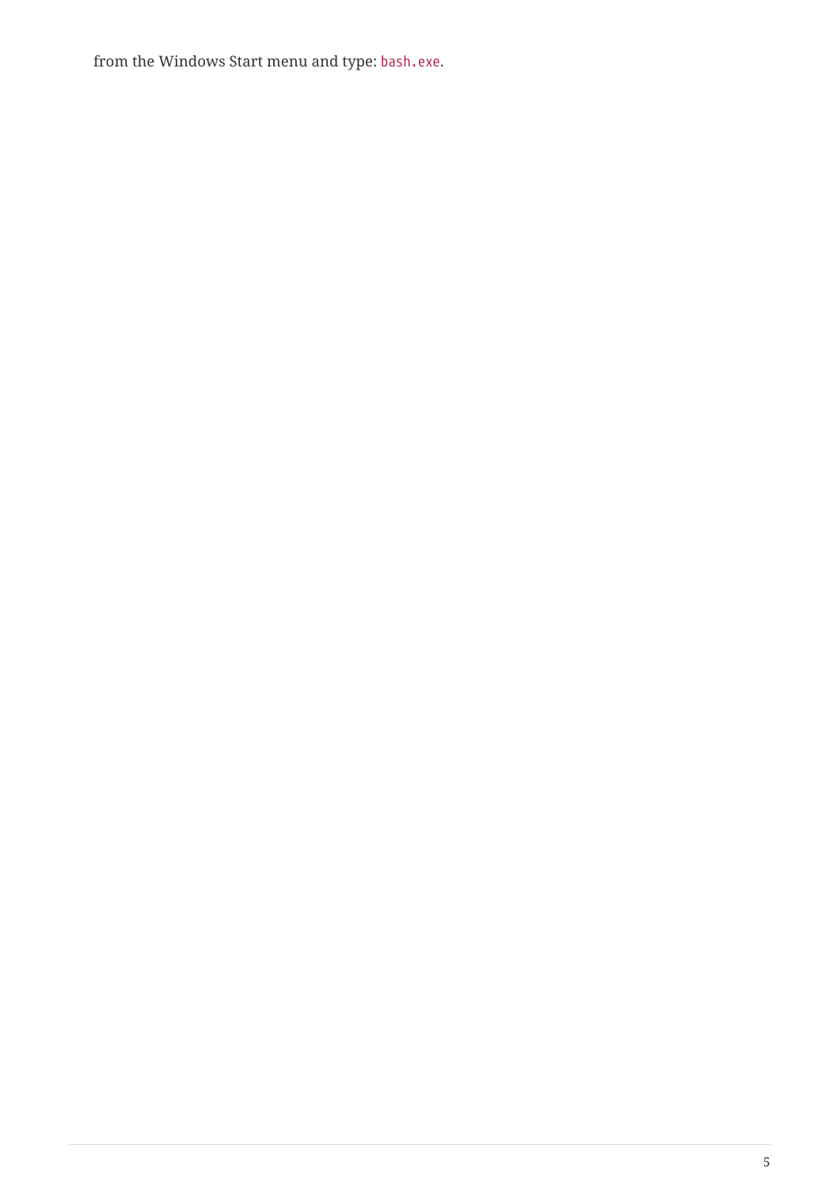from the Windows Start menu and type: `bash.exe`.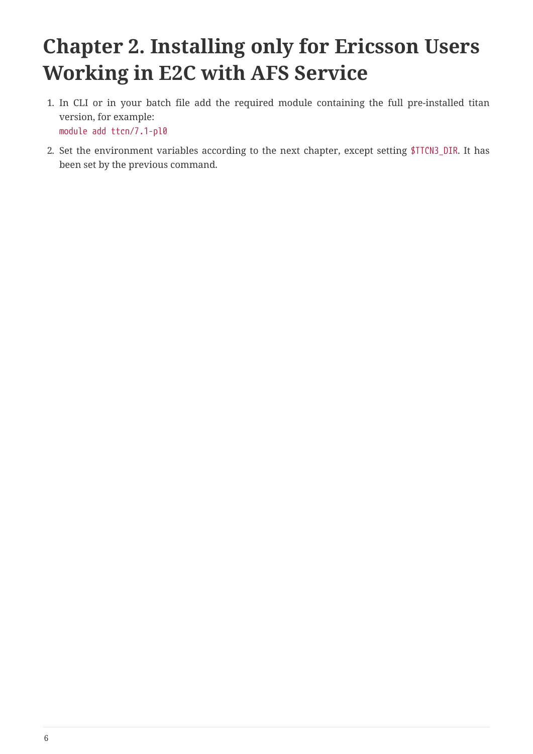# Chapter 2. Installing only for Ericsson Users Working in E2C with AFS Service

1. In CLI or in your batch file add the required module containing the full pre-installed titan version, for example:
   `module add ttcn/7.1-pl0`
2. Set the environment variables according to the next chapter, except setting `$TTCN3_DIR`. It has been set by the previous command.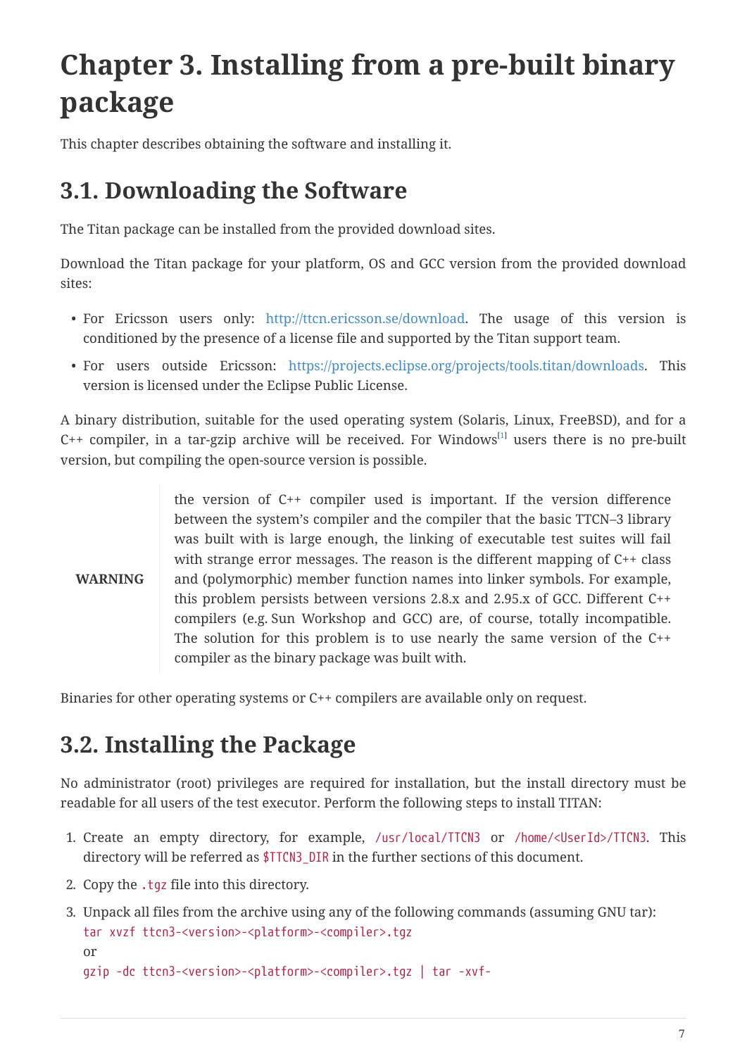# Chapter 3. Installing from a pre-built binary package

This chapter describes obtaining the software and installing it.

## 3.1. Downloading the Software

The Titan package can be installed from the provided download sites.

Download the Titan package for your platform, OS and GCC version from the provided download sites:

- For Ericsson users only: http://ttcn.ericsson.se/download. The usage of this version is conditioned by the presence of a license file and supported by the Titan support team.
- For users outside Ericsson: https://projects.eclipse.org/projects/tools.titan/downloads. This version is licensed under the Eclipse Public License.

A binary distribution, suitable for the used operating system (Solaris, Linux, FreeBSD), and for a C++ compiler, in a tar-gzip archive will be received. For Windows[1] users there is no pre-built version, but compiling the open-source version is possible.

> **WARNING**
>
> the version of C++ compiler used is important. If the version difference between the system's compiler and the compiler that the basic TTCN–3 library was built with is large enough, the linking of executable test suites will fail with strange error messages. The reason is the different mapping of C++ class and (polymorphic) member function names into linker symbols. For example, this problem persists between versions 2.8.x and 2.95.x of GCC. Different C++ compilers (e.g. Sun Workshop and GCC) are, of course, totally incompatible. The solution for this problem is to use nearly the same version of the C++ compiler as the binary package was built with.

Binaries for other operating systems or C++ compilers are available only on request.

## 3.2. Installing the Package

No administrator (root) privileges are required for installation, but the install directory must be readable for all users of the test executor. Perform the following steps to install TITAN:

1. Create an empty directory, for example, `/usr/local/TTCN3` or `/home/<UserId>/TTCN3`. This directory will be referred as `$TTCN3_DIR` in the further sections of this document.
2. Copy the `.tgz` file into this directory.
3. Unpack all files from the archive using any of the following commands (assuming GNU tar):
   `tar xvzf ttcn3-<version>-<platform>-<compiler>.tgz`
   or
   `gzip -dc ttcn3-<version>-<platform>-<compiler>.tgz | tar -xvf-`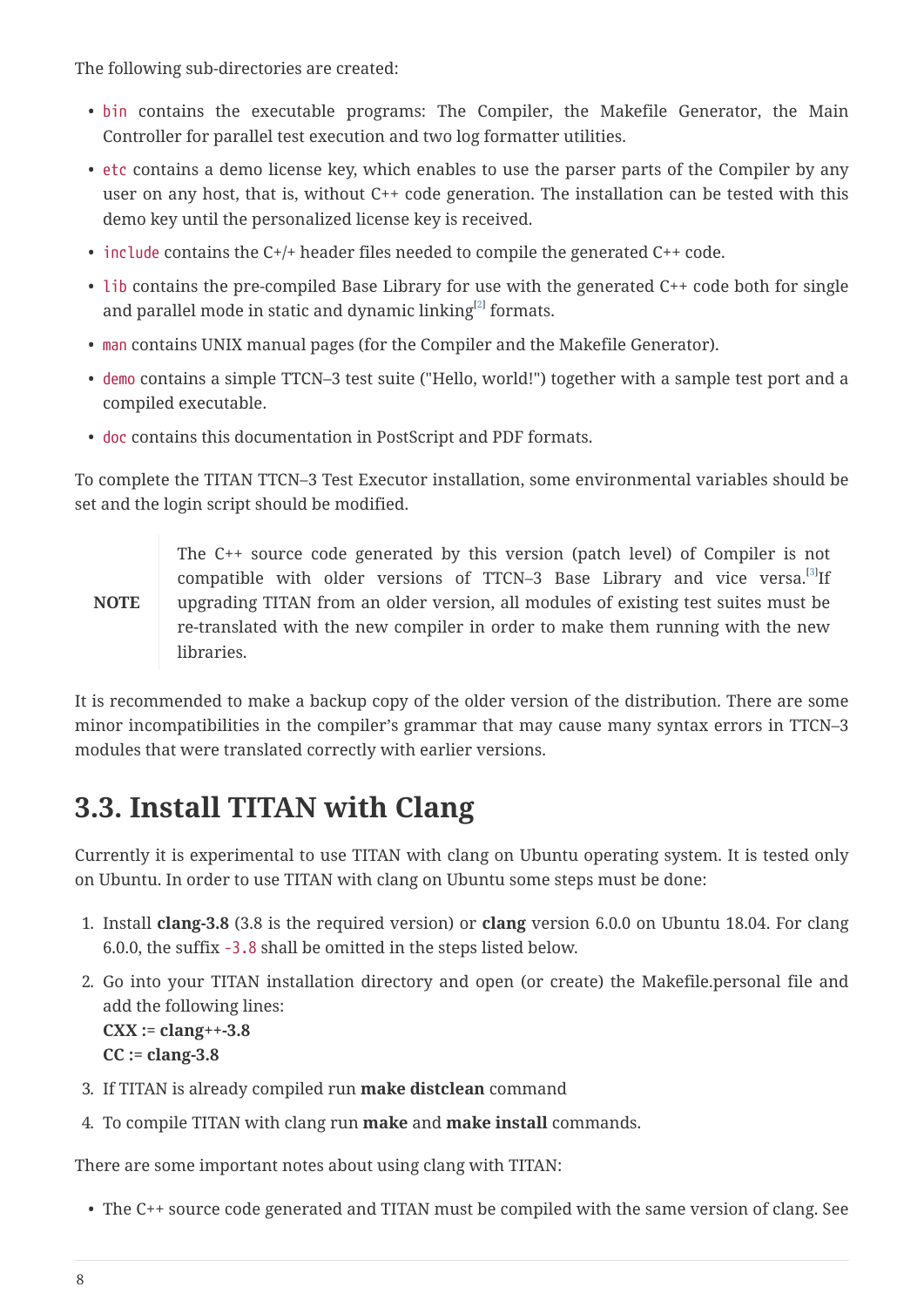The following sub-directories are created:

- `bin` contains the executable programs: The Compiler, the Makefile Generator, the Main Controller for parallel test execution and two log formatter utilities.
- `etc` contains a demo license key, which enables to use the parser parts of the Compiler by any user on any host, that is, without C++ code generation. The installation can be tested with this demo key until the personalized license key is received.
- `include` contains the C+/+ header files needed to compile the generated C++ code.
- `lib` contains the pre-compiled Base Library for use with the generated C++ code both for single and parallel mode in static and dynamic linking[2] formats.
- `man` contains UNIX manual pages (for the Compiler and the Makefile Generator).
- `demo` contains a simple TTCN–3 test suite ("Hello, world!") together with a sample test port and a compiled executable.
- `doc` contains this documentation in PostScript and PDF formats.

To complete the TITAN TTCN–3 Test Executor installation, some environmental variables should be set and the login script should be modified.

> **NOTE** The C++ source code generated by this version (patch level) of Compiler is not compatible with older versions of TTCN–3 Base Library and vice versa.[3]If upgrading TITAN from an older version, all modules of existing test suites must be re-translated with the new compiler in order to make them running with the new libraries.

It is recommended to make a backup copy of the older version of the distribution. There are some minor incompatibilities in the compiler's grammar that may cause many syntax errors in TTCN–3 modules that were translated correctly with earlier versions.

## 3.3. Install TITAN with Clang

Currently it is experimental to use TITAN with clang on Ubuntu operating system. It is tested only on Ubuntu. In order to use TITAN with clang on Ubuntu some steps must be done:

1. Install **clang-3.8** (3.8 is the required version) or **clang** version 6.0.0 on Ubuntu 18.04. For clang 6.0.0, the suffix `-3.8` shall be omitted in the steps listed below.
2. Go into your TITAN installation directory and open (or create) the Makefile.personal file and add the following lines:
   **CXX := clang++-3.8**
   **CC := clang-3.8**
3. If TITAN is already compiled run **make distclean** command
4. To compile TITAN with clang run **make** and **make install** commands.

There are some important notes about using clang with TITAN:

- The C++ source code generated and TITAN must be compiled with the same version of clang. See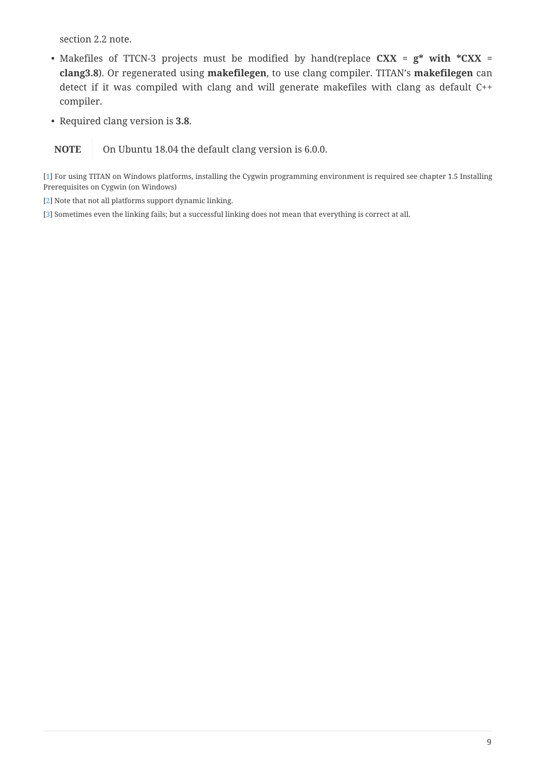section 2.2 note.

- Makefiles of TTCN-3 projects must be modified by hand(replace **CXX** = **g* with *CXX** = **clang3.8**). Or regenerated using **makefilegen**, to use clang compiler. TITAN's **makefilegen** can detect if it was compiled with clang and will generate makefiles with clang as default C++ compiler.
- Required clang version is **3.8**.

**NOTE** On Ubuntu 18.04 the default clang version is 6.0.0.

[1] For using TITAN on Windows platforms, installing the Cygwin programming environment is required see chapter 1.5 Installing Prerequisites on Cygwin (on Windows)

[2] Note that not all platforms support dynamic linking.

[3] Sometimes even the linking fails; but a successful linking does not mean that everything is correct at all.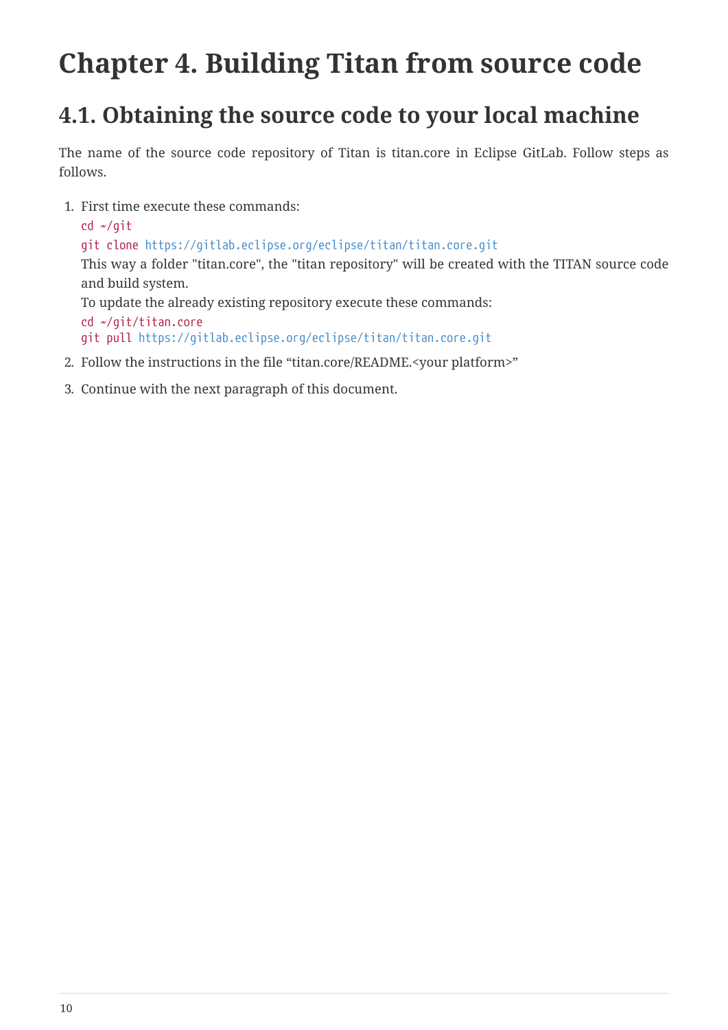# Chapter 4. Building Titan from source code

## 4.1. Obtaining the source code to your local machine

The name of the source code repository of Titan is titan.core in Eclipse GitLab. Follow steps as follows.

1. First time execute these commands:
   `cd ~/git`
   `git clone https://gitlab.eclipse.org/eclipse/titan/titan.core.git`
   This way a folder "titan.core", the "titan repository" will be created with the TITAN source code and build system.
   To update the already existing repository execute these commands:
   `cd ~/git/titan.core`
   `git pull https://gitlab.eclipse.org/eclipse/titan/titan.core.git`
2. Follow the instructions in the file “titan.core/README.<your platform>”
3. Continue with the next paragraph of this document.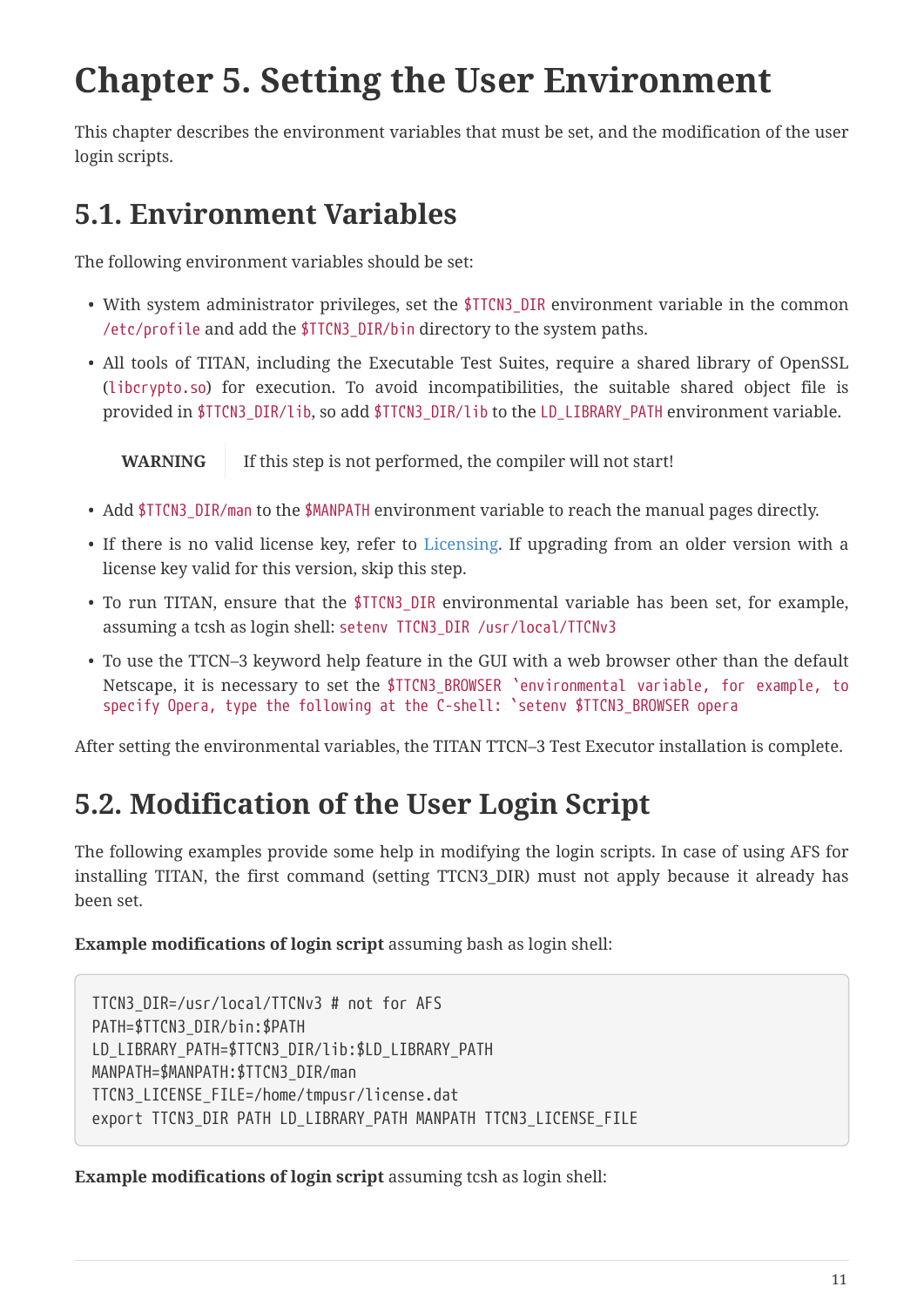# Chapter 5. Setting the User Environment

This chapter describes the environment variables that must be set, and the modification of the user login scripts.

## 5.1. Environment Variables

The following environment variables should be set:

- With system administrator privileges, set the `$TTCN3_DIR` environment variable in the common `/etc/profile` and add the `$TTCN3_DIR/bin` directory to the system paths.
- All tools of TITAN, including the Executable Test Suites, require a shared library of OpenSSL (`libcrypto.so`) for execution. To avoid incompatibilities, the suitable shared object file is provided in `$TTCN3_DIR/lib`, so add `$TTCN3_DIR/lib` to the `LD_LIBRARY_PATH` environment variable.

> **WARNING** If this step is not performed, the compiler will not start!

- Add `$TTCN3_DIR/man` to the `$MANPATH` environment variable to reach the manual pages directly.
- If there is no valid license key, refer to Licensing. If upgrading from an older version with a license key valid for this version, skip this step.
- To run TITAN, ensure that the `$TTCN3_DIR` environmental variable has been set, for example, assuming a tcsh as login shell: `setenv TTCN3_DIR /usr/local/TTCNv3`
- To use the TTCN–3 keyword help feature in the GUI with a web browser other than the default Netscape, it is necessary to set the `$TTCN3_BROWSER `environmental variable, for example, to specify Opera, type the following at the C-shell: `setenv $TTCN3_BROWSER opera`

After setting the environmental variables, the TITAN TTCN–3 Test Executor installation is complete.

## 5.2. Modification of the User Login Script

The following examples provide some help in modifying the login scripts. In case of using AFS for installing TITAN, the first command (setting TTCN3_DIR) must not apply because it already has been set.

**Example modifications of login script** assuming bash as login shell:

```
TTCN3_DIR=/usr/local/TTCNv3 # not for AFS
PATH=$TTCN3_DIR/bin:$PATH
LD_LIBRARY_PATH=$TTCN3_DIR/lib:$LD_LIBRARY_PATH
MANPATH=$MANPATH:$TTCN3_DIR/man
TTCN3_LICENSE_FILE=/home/tmpusr/license.dat
export TTCN3_DIR PATH LD_LIBRARY_PATH MANPATH TTCN3_LICENSE_FILE
```

**Example modifications of login script** assuming tcsh as login shell: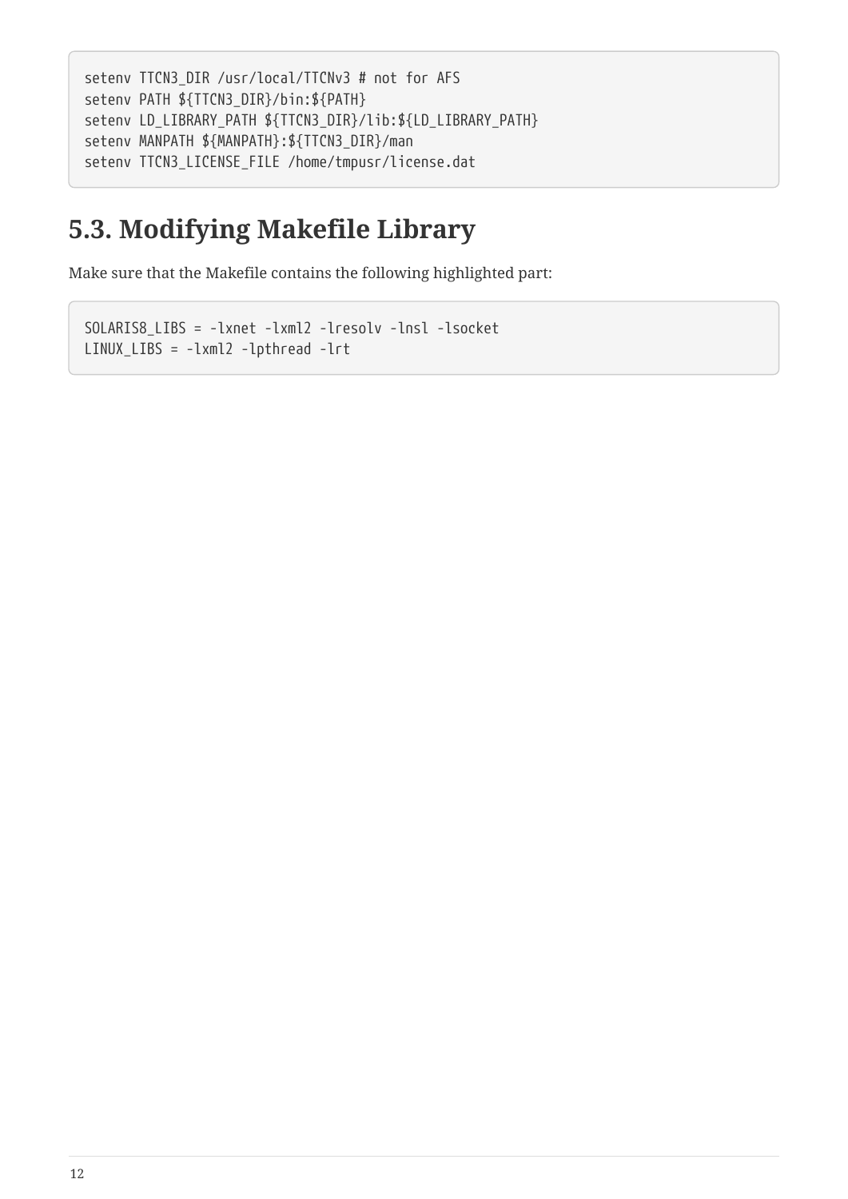```
setenv TTCN3_DIR /usr/local/TTCNv3 # not for AFS
setenv PATH ${TTCN3_DIR}/bin:${PATH}
setenv LD_LIBRARY_PATH ${TTCN3_DIR}/lib:${LD_LIBRARY_PATH}
setenv MANPATH ${MANPATH}:${TTCN3_DIR}/man
setenv TTCN3_LICENSE_FILE /home/tmpusr/license.dat
```

## 5.3. Modifying Makefile Library

Make sure that the Makefile contains the following highlighted part:

```
SOLARIS8_LIBS = -lxnet -lxml2 -lresolv -lnsl -lsocket
LINUX_LIBS = -lxml2 -lpthread -lrt
```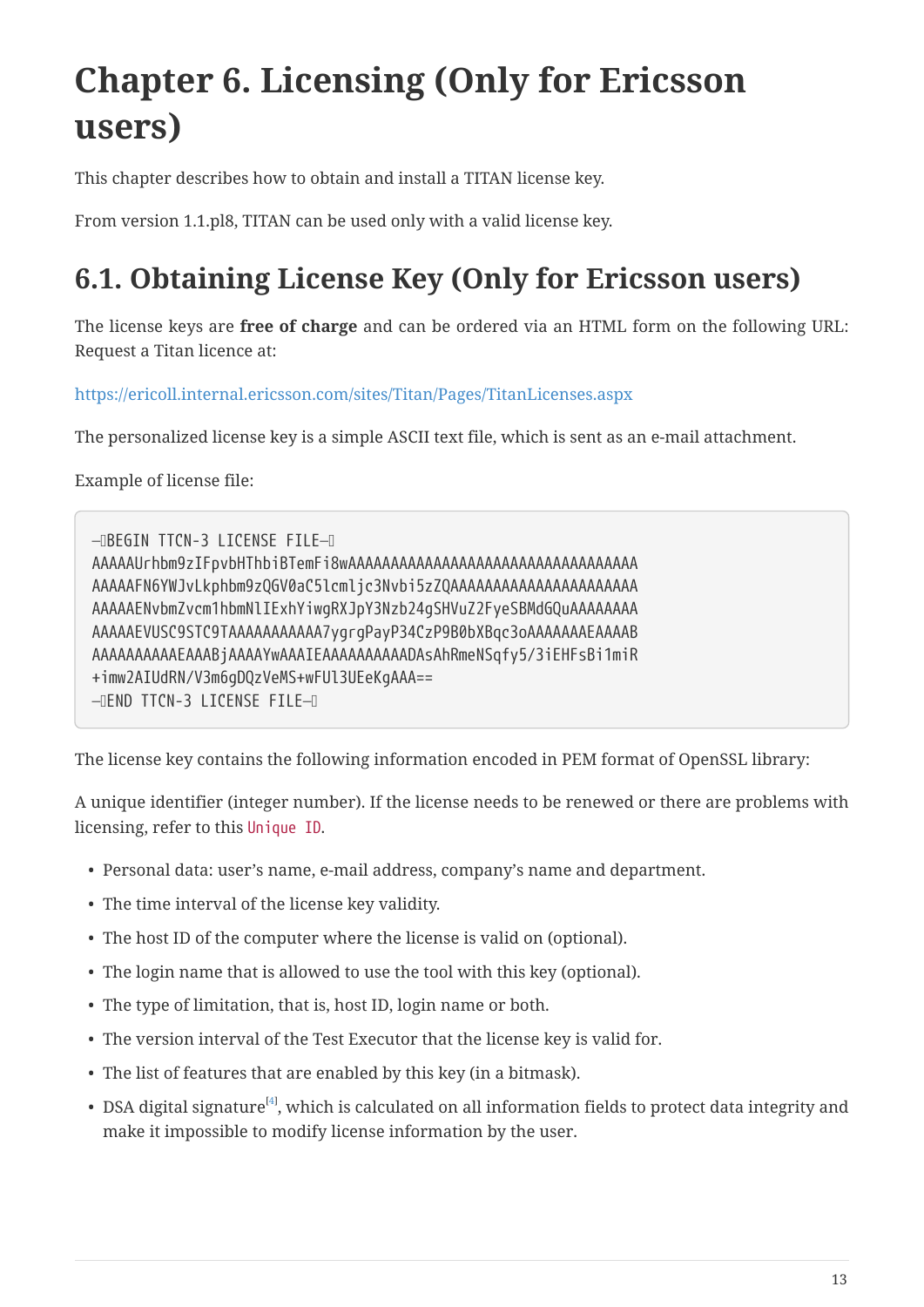# Chapter 6. Licensing (Only for Ericsson users)

This chapter describes how to obtain and install a TITAN license key.

From version 1.1.pl8, TITAN can be used only with a valid license key.

## 6.1. Obtaining License Key (Only for Ericsson users)

The license keys are **free of charge** and can be ordered via an HTML form on the following URL: Request a Titan licence at:

https://ericoll.internal.ericsson.com/sites/Titan/Pages/TitanLicenses.aspx

The personalized license key is a simple ASCII text file, which is sent as an e-mail attachment.

Example of license file:

```
—BEGIN TTCN-3 LICENSE FILE—
AAAAAUrhbm9zIFpvbHThbiBTemFi8wAAAAAAAAAAAAAAAAAAAAAAAAAAAAAAAAAA
AAAAAFN6YWJvLkphbm9zQGV0aC5lcmljc3Nvbi5zZQAAAAAAAAAAAAAAAAAAAAA
AAAAAENvbmZvcm1hbmNlIExhYiwgRXJpY3Nzb24gSHVuZ2FyeSBMdGQuAAAAAAAA
AAAAAEVUSC9STC9TAAAAAAAAAAA7ygrgPayP34CzP9B0bXBqc3oAAAAAAAEAAAAB
AAAAAAAAAAEAAABjAAAAYwAAAIEAAAAAAAAAADAsAhRmeNSqfy5/3iEHFsBi1miR
+imw2AIUdRN/V3m6gDQzVeMS+wFUl3UEeKgAAA==
—END TTCN-3 LICENSE FILE—
```

The license key contains the following information encoded in PEM format of OpenSSL library:

A unique identifier (integer number). If the license needs to be renewed or there are problems with licensing, refer to this `Unique ID`.

- Personal data: user's name, e-mail address, company's name and department.
- The time interval of the license key validity.
- The host ID of the computer where the license is valid on (optional).
- The login name that is allowed to use the tool with this key (optional).
- The type of limitation, that is, host ID, login name or both.
- The version interval of the Test Executor that the license key is valid for.
- The list of features that are enabled by this key (in a bitmask).
- DSA digital signature[4], which is calculated on all information fields to protect data integrity and make it impossible to modify license information by the user.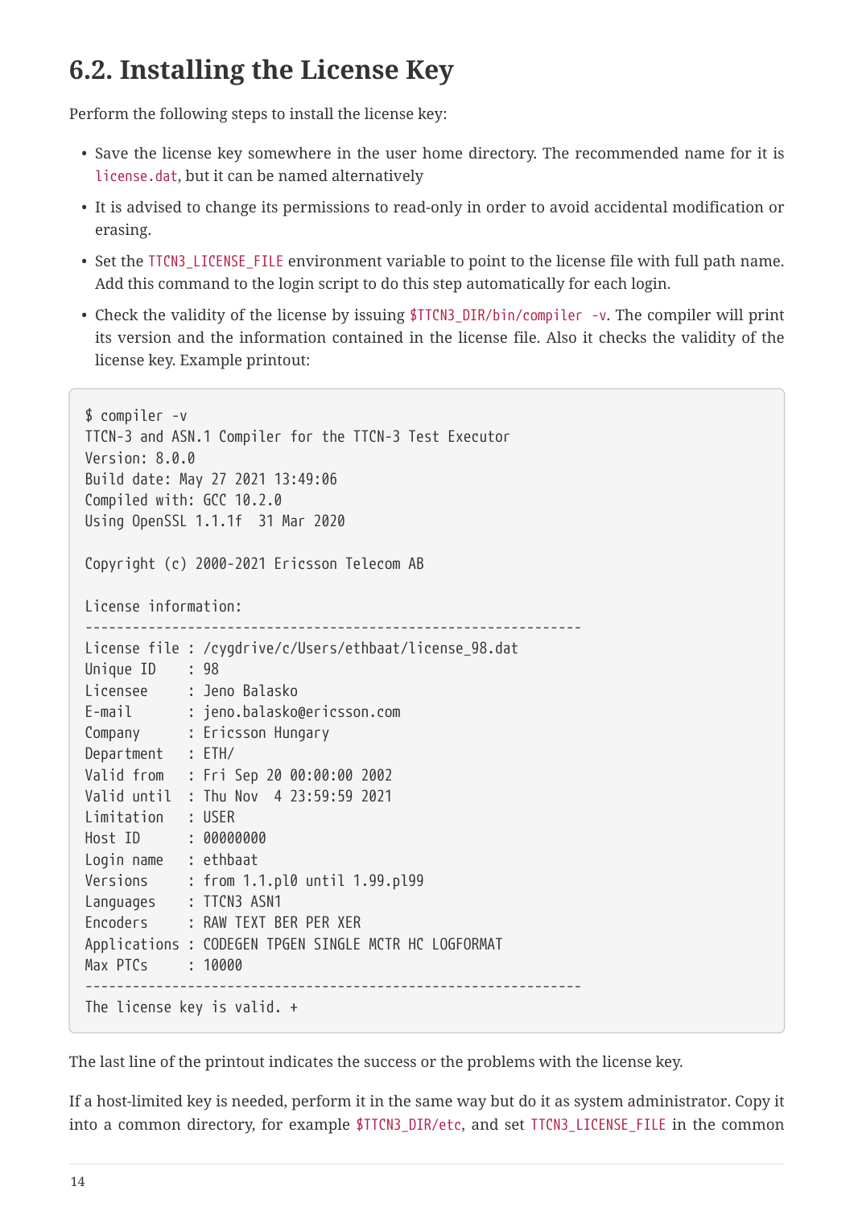## 6.2. Installing the License Key

Perform the following steps to install the license key:

- Save the license key somewhere in the user home directory. The recommended name for it is `license.dat`, but it can be named alternatively
- It is advised to change its permissions to read-only in order to avoid accidental modification or erasing.
- Set the `TTCN3_LICENSE_FILE` environment variable to point to the license file with full path name. Add this command to the login script to do this step automatically for each login.
- Check the validity of the license by issuing `$TTCN3_DIR/bin/compiler -v`. The compiler will print its version and the information contained in the license file. Also it checks the validity of the license key. Example printout:

```
$ compiler -v
TTCN-3 and ASN.1 Compiler for the TTCN-3 Test Executor
Version: 8.0.0
Build date: May 27 2021 13:49:06
Compiled with: GCC 10.2.0
Using OpenSSL 1.1.1f  31 Mar 2020

Copyright (c) 2000-2021 Ericsson Telecom AB

License information:
-------------------------------------------------------------
License file : /cygdrive/c/Users/ethbaat/license_98.dat
Unique ID    : 98
Licensee     : Jeno Balasko
E-mail       : jeno.balasko@ericsson.com
Company      : Ericsson Hungary
Department   : ETH/
Valid from   : Fri Sep 20 00:00:00 2002
Valid until  : Thu Nov  4 23:59:59 2021
Limitation   : USER
Host ID      : 00000000
Login name   : ethbaat
Versions     : from 1.1.pl0 until 1.99.pl99
Languages    : TTCN3 ASN1
Encoders     : RAW TEXT BER PER XER
Applications : CODEGEN TPGEN SINGLE MCTR HC LOGFORMAT
Max PTCs     : 10000
-------------------------------------------------------------
The license key is valid. +
```

The last line of the printout indicates the success or the problems with the license key.

If a host-limited key is needed, perform it in the same way but do it as system administrator. Copy it into a common directory, for example `$TTCN3_DIR/etc`, and set `TTCN3_LICENSE_FILE` in the common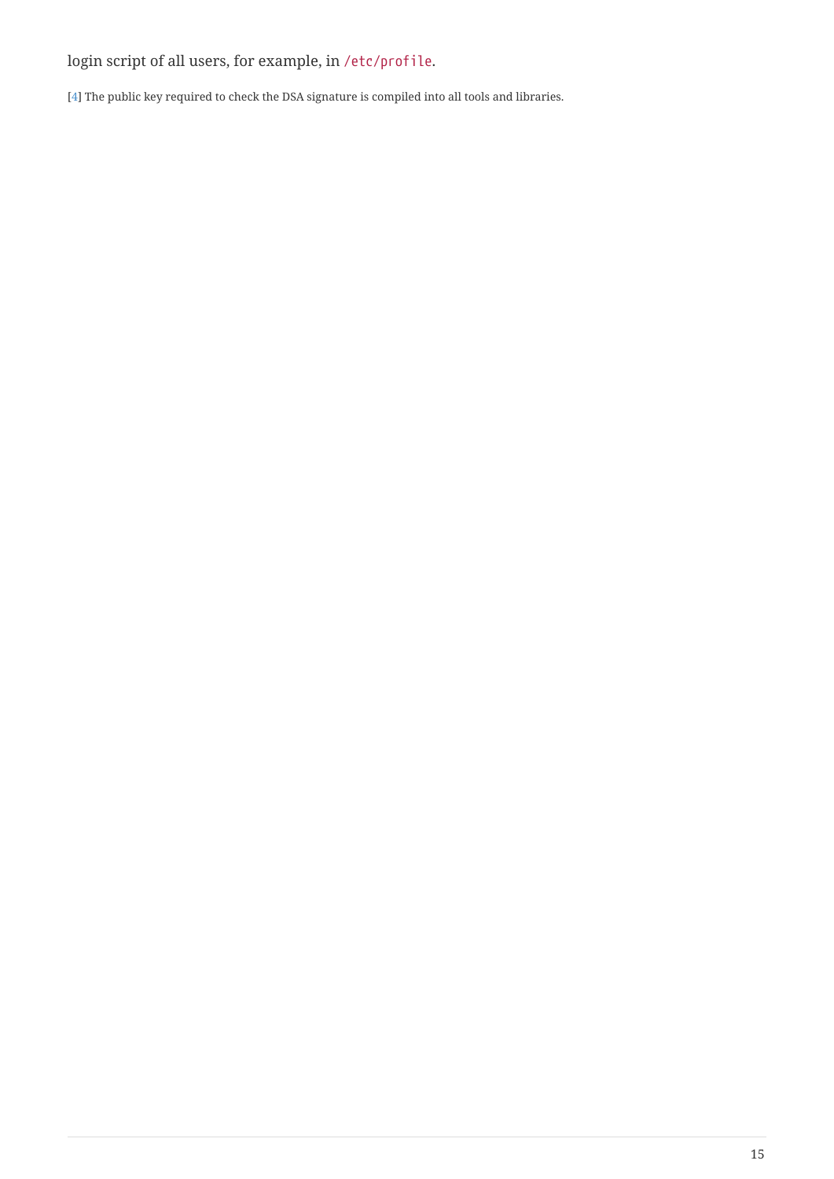login script of all users, for example, in `/etc/profile`.

[4] The public key required to check the DSA signature is compiled into all tools and libraries.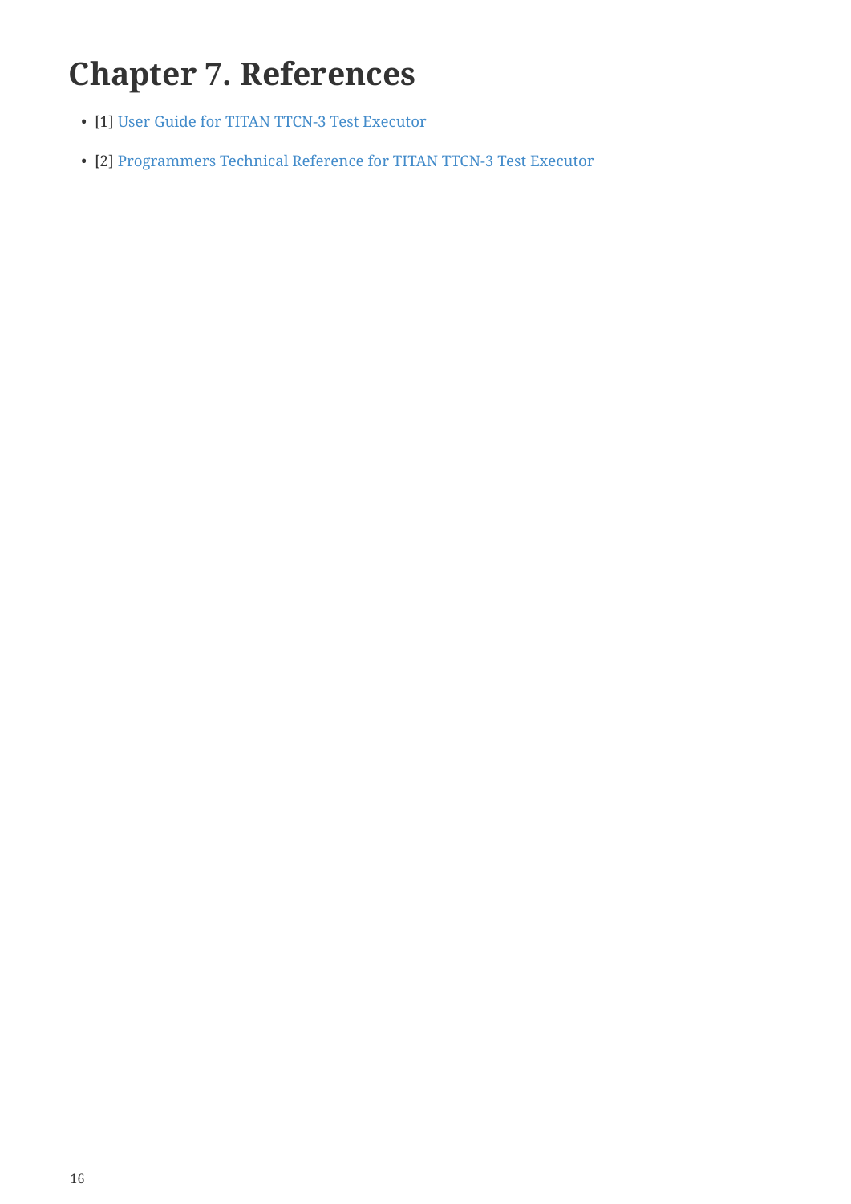# Chapter 7. References

- [1] User Guide for TITAN TTCN-3 Test Executor
- [2] Programmers Technical Reference for TITAN TTCN-3 Test Executor